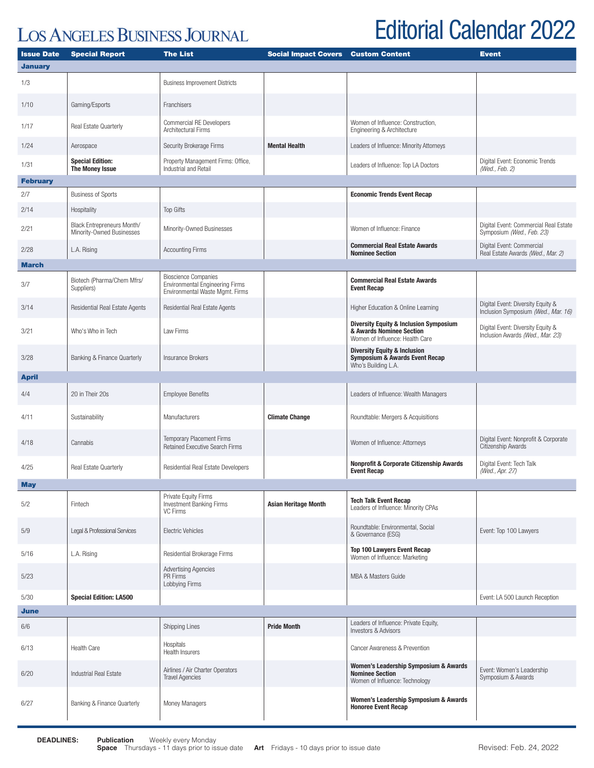# Los Angeles Business Journal

# Editorial Calendar 2022

| Issue Date | Special Report | The List | Social Impact Covers | Custom Content | Event |
|---|---|---|---|---|---|
| **January** | | | | | |
| 1/3 | | Business Improvement Districts | | | |
| 1/10 | Gaming/Esports | Franchisers | | | |
| 1/17 | Real Estate Quarterly | Commercial RE Developers<br>Architectural Firms | | Women of Influence: Construction, Engineering & Architecture | |
| 1/24 | Aerospace | Security Brokerage Firms | **Mental Health** | Leaders of Influence: Minority Attorneys | |
| 1/31 | **Special Edition: The Money Issue** | Property Management Firms: Office, Industrial and Retail | | Leaders of Influence: Top LA Doctors | Digital Event: Economic Trends *(Wed., Feb. 2)* |
| **February** | | | | | |
| 2/7 | Business of Sports | | | **Economic Trends Event Recap** | |
| 2/14 | Hospitality | Top Gifts | | | |
| 2/21 | Black Entrepreneurs Month/ Minority-Owned Businesses | Minority-Owned Businesses | | Women of Influence: Finance | Digital Event: Commercial Real Estate Symposium *(Wed., Feb. 23)* |
| 2/28 | L.A. Rising | Accounting Firms | | **Commercial Real Estate Awards Nominee Section** | Digital Event: Commercial Real Estate Awards *(Wed., Mar. 2)* |
| **March** | | | | | |
| 3/7 | Biotech (Pharma/Chem Mfrs/ Suppliers) | Bioscience Companies<br>Environmental Engineering Firms<br>Environmental Waste Mgmt. Firms | | **Commercial Real Estate Awards Event Recap** | |
| 3/14 | Residential Real Estate Agents | Residential Real Estate Agents | | Higher Education & Online Learning | Digital Event: Diversity Equity & Inclusion Symposium *(Wed., Mar. 16)* |
| 3/21 | Who's Who in Tech | Law Firms | | **Diversity Equity & Inclusion Symposium & Awards Nominee Section**<br>Women of Influence: Health Care | Digital Event: Diversity Equity & Inclusion Awards *(Wed., Mar. 23)* |
| 3/28 | Banking & Finance Quarterly | Insurance Brokers | | **Diversity Equity & Inclusion Symposium & Awards Event Recap**<br>Who's Building L.A. | |
| **April** | | | | | |
| 4/4 | 20 in Their 20s | Employee Benefits | | Leaders of Influence: Wealth Managers | |
| 4/11 | Sustainability | Manufacturers | **Climate Change** | Roundtable: Mergers & Acquisitions | |
| 4/18 | Cannabis | Temporary Placement Firms<br>Retained Executive Search Firms | | Women of Influence: Attorneys | Digital Event: Nonprofit & Corporate Citizenship Awards |
| 4/25 | Real Estate Quarterly | Residential Real Estate Developers | | **Nonprofit & Corporate Citizenship Awards Event Recap** | Digital Event: Tech Talk *(Wed., Apr. 27)* |
| **May** | | | | | |
| 5/2 | Fintech | Private Equity Firms<br>Investment Banking Firms<br>VC Firms | **Asian Heritage Month** | **Tech Talk Event Recap**<br>Leaders of Influence: Minority CPAs | |
| 5/9 | Legal & Professional Services | Electric Vehicles | | Roundtable: Environmental, Social & Governance (ESG) | Event: Top 100 Lawyers |
| 5/16 | L.A. Rising | Residential Brokerage Firms | | **Top 100 Lawyers Event Recap**<br>Women of Influence: Marketing | |
| 5/23 | | Advertising Agencies<br>PR Firms<br>Lobbying Firms | | MBA & Masters Guide | |
| 5/30 | **Special Edition: LA500** | | | | Event: LA 500 Launch Reception |
| **June** | | | | | |
| 6/6 | | Shipping Lines | **Pride Month** | Leaders of Influence: Private Equity, Investors & Advisors | |
| 6/13 | Health Care | Hospitals<br>Health Insurers | | Cancer Awareness & Prevention | |
| 6/20 | Industrial Real Estate | Airlines / Air Charter Operators<br>Travel Agencies | | **Women's Leadership Symposium & Awards Nominee Section**<br>Women of Influence: Technology | Event: Women's Leadership Symposium & Awards |
| 6/27 | Banking & Finance Quarterly | Money Managers | | **Women's Leadership Symposium & Awards Honoree Event Recap** | |

**DEADLINES:** **Publication** Weekly every Monday
**Space** Thursdays - 11 days prior to issue date **Art** Fridays - 10 days prior to issue date

Revised: Feb. 24, 2022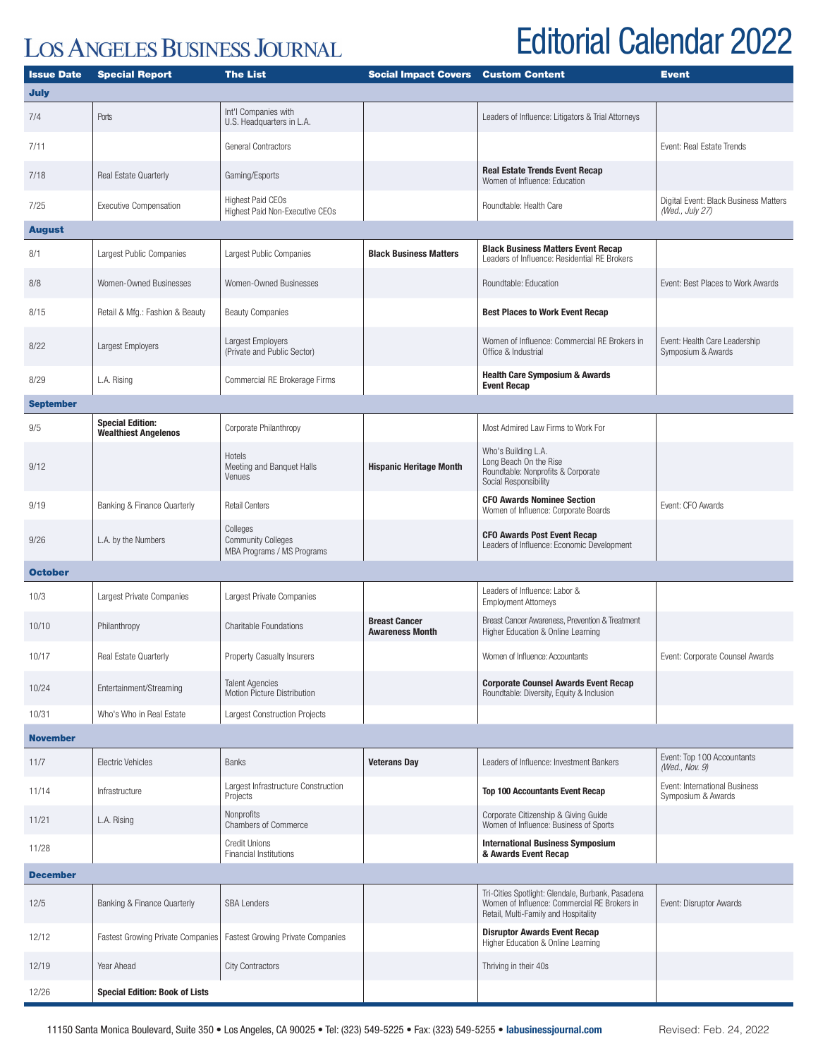# Los Angeles Business Journal

# Editorial Calendar 2022

| Issue Date | Special Report | The List | Social Impact Covers | Custom Content | Event |
|---|---|---|---|---|---|
| **July** | | | | | |
| 7/4 | Ports | Int'l Companies with U.S. Headquarters in L.A. | | Leaders of Influence: Litigators & Trial Attorneys | |
| 7/11 | | General Contractors | | | Event: Real Estate Trends |
| 7/18 | Real Estate Quarterly | Gaming/Esports | | **Real Estate Trends Event Recap** Women of Influence: Education | |
| 7/25 | Executive Compensation | Highest Paid CEOs Highest Paid Non-Executive CEOs | | Roundtable: Health Care | Digital Event: Black Business Matters *(Wed., July 27)* |
| **August** | | | | | |
| 8/1 | Largest Public Companies | Largest Public Companies | **Black Business Matters** | **Black Business Matters Event Recap** Leaders of Influence: Residential RE Brokers | |
| 8/8 | Women-Owned Businesses | Women-Owned Businesses | | Roundtable: Education | Event: Best Places to Work Awards |
| 8/15 | Retail & Mfg.: Fashion & Beauty | Beauty Companies | | **Best Places to Work Event Recap** | |
| 8/22 | Largest Employers | Largest Employers (Private and Public Sector) | | Women of Influence: Commercial RE Brokers in Office & Industrial | Event: Health Care Leadership Symposium & Awards |
| 8/29 | L.A. Rising | Commercial RE Brokerage Firms | | **Health Care Symposium & Awards Event Recap** | |
| **September** | | | | | |
| 9/5 | **Special Edition: Wealthiest Angelenos** | Corporate Philanthropy | | Most Admired Law Firms to Work For | |
| 9/12 | | Hotels Meeting and Banquet Halls Venues | **Hispanic Heritage Month** | Who's Building L.A. Long Beach On the Rise Roundtable: Nonprofits & Corporate Social Responsibility | |
| 9/19 | Banking & Finance Quarterly | Retail Centers | | **CFO Awards Nominee Section** Women of Influence: Corporate Boards | Event: CFO Awards |
| 9/26 | L.A. by the Numbers | Colleges Community Colleges MBA Programs / MS Programs | | **CFO Awards Post Event Recap** Leaders of Influence: Economic Development | |
| **October** | | | | | |
| 10/3 | Largest Private Companies | Largest Private Companies | | Leaders of Influence: Labor & Employment Attorneys | |
| 10/10 | Philanthropy | Charitable Foundations | **Breast Cancer Awareness Month** | Breast Cancer Awareness, Prevention & Treatment Higher Education & Online Learning | |
| 10/17 | Real Estate Quarterly | Property Casualty Insurers | | Women of Influence: Accountants | Event: Corporate Counsel Awards |
| 10/24 | Entertainment/Streaming | Talent Agencies Motion Picture Distribution | | **Corporate Counsel Awards Event Recap** Roundtable: Diversity, Equity & Inclusion | |
| 10/31 | Who's Who in Real Estate | Largest Construction Projects | | | |
| **November** | | | | | |
| 11/7 | Electric Vehicles | Banks | **Veterans Day** | Leaders of Influence: Investment Bankers | Event: Top 100 Accountants *(Wed., Nov. 9)* |
| 11/14 | Infrastructure | Largest Infrastructure Construction Projects | | **Top 100 Accountants Event Recap** | Event: International Business Symposium & Awards |
| 11/21 | L.A. Rising | Nonprofits Chambers of Commerce | | Corporate Citizenship & Giving Guide Women of Influence: Business of Sports | |
| 11/28 | | Credit Unions Financial Institutions | | **International Business Symposium & Awards Event Recap** | |
| **December** | | | | | |
| 12/5 | Banking & Finance Quarterly | SBA Lenders | | Tri-Cities Spotlight: Glendale, Burbank, Pasadena Women of Influence: Commercial RE Brokers in Retail, Multi-Family and Hospitality | Event: Disruptor Awards |
| 12/12 | Fastest Growing Private Companies | Fastest Growing Private Companies | | **Disruptor Awards Event Recap** Higher Education & Online Learning | |
| 12/19 | Year Ahead | City Contractors | | Thriving in their 40s | |
| 12/26 | **Special Edition: Book of Lists** | | | | |

11150 Santa Monica Boulevard, Suite 350 • Los Angeles, CA 90025 • Tel: (323) 549-5225 • Fax: (323) 549-5255 • labusinessjournal.com

Revised: Feb. 24, 2022